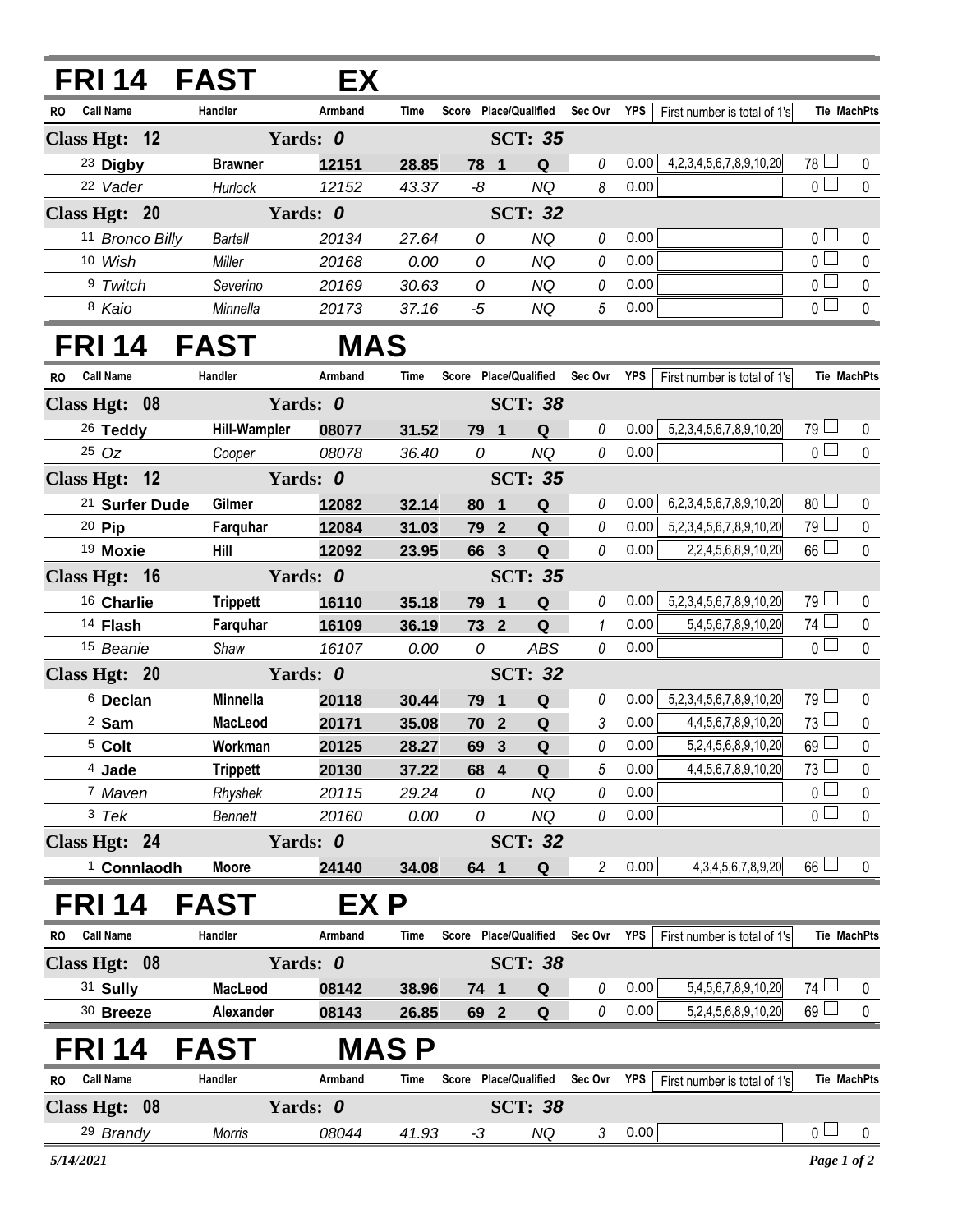## FRI 14 FAST EX

| RO | Call Name | Handler | Armband | Time | Score | Place | Qualified | Sec Ovr | YPS | First number is total of 1's | Tie | MachPts |
|---|---|---|---|---|---|---|---|---|---|---|---|---|
| **Class Hgt: 12** | | **Yards: 0** | | | | | **SCT: 35** | | | | | |
| 23 | **Digby** | **Brawner** | **12151** | **28.85** | **78** | **1** | **Q** | 0 | 0.00 | 4,2,3,4,5,6,7,8,9,10,20 | 78 | 0 |
| 22 | *Vader* | *Hurlock* | *12152* | *43.37* | *-8* | | *NQ* | 8 | 0.00 | | 0 | 0 |
| **Class Hgt: 20** | | **Yards: 0** | | | | | **SCT: 32** | | | | | |
| 11 | *Bronco Billy* | *Bartell* | *20134* | *27.64* | *0* | | *NQ* | 0 | 0.00 | | 0 | 0 |
| 10 | *Wish* | *Miller* | *20168* | *0.00* | *0* | | *NQ* | 0 | 0.00 | | 0 | 0 |
| 9 | *Twitch* | *Severino* | *20169* | *30.63* | *0* | | *NQ* | 0 | 0.00 | | 0 | 0 |
| 8 | *Kaio* | *Minnella* | *20173* | *37.16* | *-5* | | *NQ* | 5 | 0.00 | | 0 | 0 |

## FRI 14 FAST MAS

| RO | Call Name | Handler | Armband | Time | Score | Place | Qualified | Sec Ovr | YPS | First number is total of 1's | Tie | MachPts |
|---|---|---|---|---|---|---|---|---|---|---|---|---|
| **Class Hgt: 08** | | **Yards: 0** | | | | | **SCT: 38** | | | | | |
| 26 | **Teddy** | **Hill-Wampler** | **08077** | **31.52** | **79** | **1** | **Q** | 0 | 0.00 | 5,2,3,4,5,6,7,8,9,10,20 | 79 | 0 |
| 25 | *Oz* | *Cooper* | *08078* | *36.40* | *0* | | *NQ* | 0 | 0.00 | | 0 | 0 |
| **Class Hgt: 12** | | **Yards: 0** | | | | | **SCT: 35** | | | | | |
| 21 | **Surfer Dude** | **Gilmer** | **12082** | **32.14** | **80** | **1** | **Q** | 0 | 0.00 | 6,2,3,4,5,6,7,8,9,10,20 | 80 | 0 |
| 20 | **Pip** | **Farquhar** | **12084** | **31.03** | **79** | **2** | **Q** | 0 | 0.00 | 5,2,3,4,5,6,7,8,9,10,20 | 79 | 0 |
| 19 | **Moxie** | **Hill** | **12092** | **23.95** | **66** | **3** | **Q** | 0 | 0.00 | 2,2,4,5,6,8,9,10,20 | 66 | 0 |
| **Class Hgt: 16** | | **Yards: 0** | | | | | **SCT: 35** | | | | | |
| 16 | **Charlie** | **Trippett** | **16110** | **35.18** | **79** | **1** | **Q** | 0 | 0.00 | 5,2,3,4,5,6,7,8,9,10,20 | 79 | 0 |
| 14 | **Flash** | **Farquhar** | **16109** | **36.19** | **73** | **2** | **Q** | 1 | 0.00 | 5,4,5,6,7,8,9,10,20 | 74 | 0 |
| 15 | *Beanie* | *Shaw* | *16107* | *0.00* | *0* | | *ABS* | 0 | 0.00 | | 0 | 0 |
| **Class Hgt: 20** | | **Yards: 0** | | | | | **SCT: 32** | | | | | |
| 6 | **Declan** | **Minnella** | **20118** | **30.44** | **79** | **1** | **Q** | 0 | 0.00 | 5,2,3,4,5,6,7,8,9,10,20 | 79 | 0 |
| 2 | **Sam** | **MacLeod** | **20171** | **35.08** | **70** | **2** | **Q** | 3 | 0.00 | 4,4,5,6,7,8,9,10,20 | 73 | 0 |
| 5 | **Colt** | **Workman** | **20125** | **28.27** | **69** | **3** | **Q** | 0 | 0.00 | 5,2,4,5,6,8,9,10,20 | 69 | 0 |
| 4 | **Jade** | **Trippett** | **20130** | **37.22** | **68** | **4** | **Q** | 5 | 0.00 | 4,4,5,6,7,8,9,10,20 | 73 | 0 |
| 7 | *Maven* | *Rhyshek* | *20115* | *29.24* | *0* | | *NQ* | 0 | 0.00 | | 0 | 0 |
| 3 | *Tek* | *Bennett* | *20160* | *0.00* | *0* | | *NQ* | 0 | 0.00 | | 0 | 0 |
| **Class Hgt: 24** | | **Yards: 0** | | | | | **SCT: 32** | | | | | |
| 1 | **Connlaodh** | **Moore** | **24140** | **34.08** | **64** | **1** | **Q** | 2 | 0.00 | 4,3,4,5,6,7,8,9,20 | 66 | 0 |

## FRI 14 FAST EX P

| RO | Call Name | Handler | Armband | Time | Score | Place | Qualified | Sec Ovr | YPS | First number is total of 1's | Tie | MachPts |
|---|---|---|---|---|---|---|---|---|---|---|---|---|
| **Class Hgt: 08** | | **Yards: 0** | | | | | **SCT: 38** | | | | | |
| 31 | **Sully** | **MacLeod** | **08142** | **38.96** | **74** | **1** | **Q** | 0 | 0.00 | 5,4,5,6,7,8,9,10,20 | 74 | 0 |
| 30 | **Breeze** | **Alexander** | **08143** | **26.85** | **69** | **2** | **Q** | 0 | 0.00 | 5,2,4,5,6,8,9,10,20 | 69 | 0 |

## FRI 14 FAST MAS P

| RO | Call Name | Handler | Armband | Time | Score | Place | Qualified | Sec Ovr | YPS | First number is total of 1's | Tie | MachPts |
|---|---|---|---|---|---|---|---|---|---|---|---|---|
| **Class Hgt: 08** | | **Yards: 0** | | | | | **SCT: 38** | | | | | |
| 29 | *Brandy* | *Morris* | *08044* | *41.93* | *-3* | | *NQ* | 3 | 0.00 | | 0 | 0 |

*5/14/2021*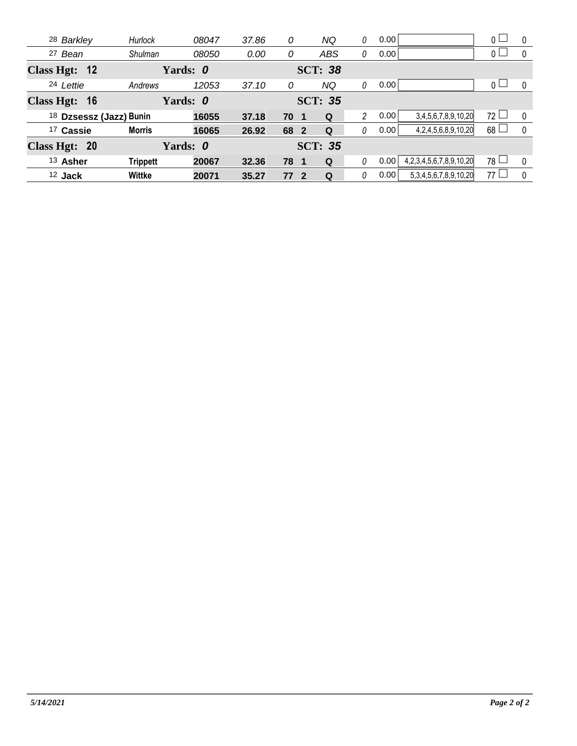| | | | | | | | | | | | |
|---|---|---|---|---|---|---|---|---|---|---|---|
| 28 *Barkley* | *Hurlock* | *08047* | *37.86* | *0* | | *NQ* | *0* | 0.00 | | 0 | 0 |
| 27 *Bean* | *Shulman* | *08050* | *0.00* | *0* | | *ABS* | *0* | 0.00 | | 0 | 0 |
| **Class Hgt: 12** | | **Yards: *0*** | | | | **SCT: *38*** | | | | | |
| 24 *Lettie* | *Andrews* | *12053* | *37.10* | *0* | | *NQ* | *0* | 0.00 | | 0 | 0 |
| **Class Hgt: 16** | | **Yards: *0*** | | | | **SCT: *35*** | | | | | |
| 18 **Dzsessz (Jazz)** | **Bunin** | **16055** | **37.18** | **70** | **1** | **Q** | *2* | 0.00 | 3,4,5,6,7,8,9,10,20 | 72 | 0 |
| 17 **Cassie** | **Morris** | **16065** | **26.92** | **68** | **2** | **Q** | *0* | 0.00 | 4,2,4,5,6,8,9,10,20 | 68 | 0 |
| **Class Hgt: 20** | | **Yards: *0*** | | | | **SCT: *35*** | | | | | |
| 13 **Asher** | **Trippett** | **20067** | **32.36** | **78** | **1** | **Q** | *0* | 0.00 | 4,2,3,4,5,6,7,8,9,10,20 | 78 | 0 |
| 12 **Jack** | **Wittke** | **20071** | **35.27** | **77** | **2** | **Q** | *0* | 0.00 | 5,3,4,5,6,7,8,9,10,20 | 77 | 0 |

*5/14/2021*